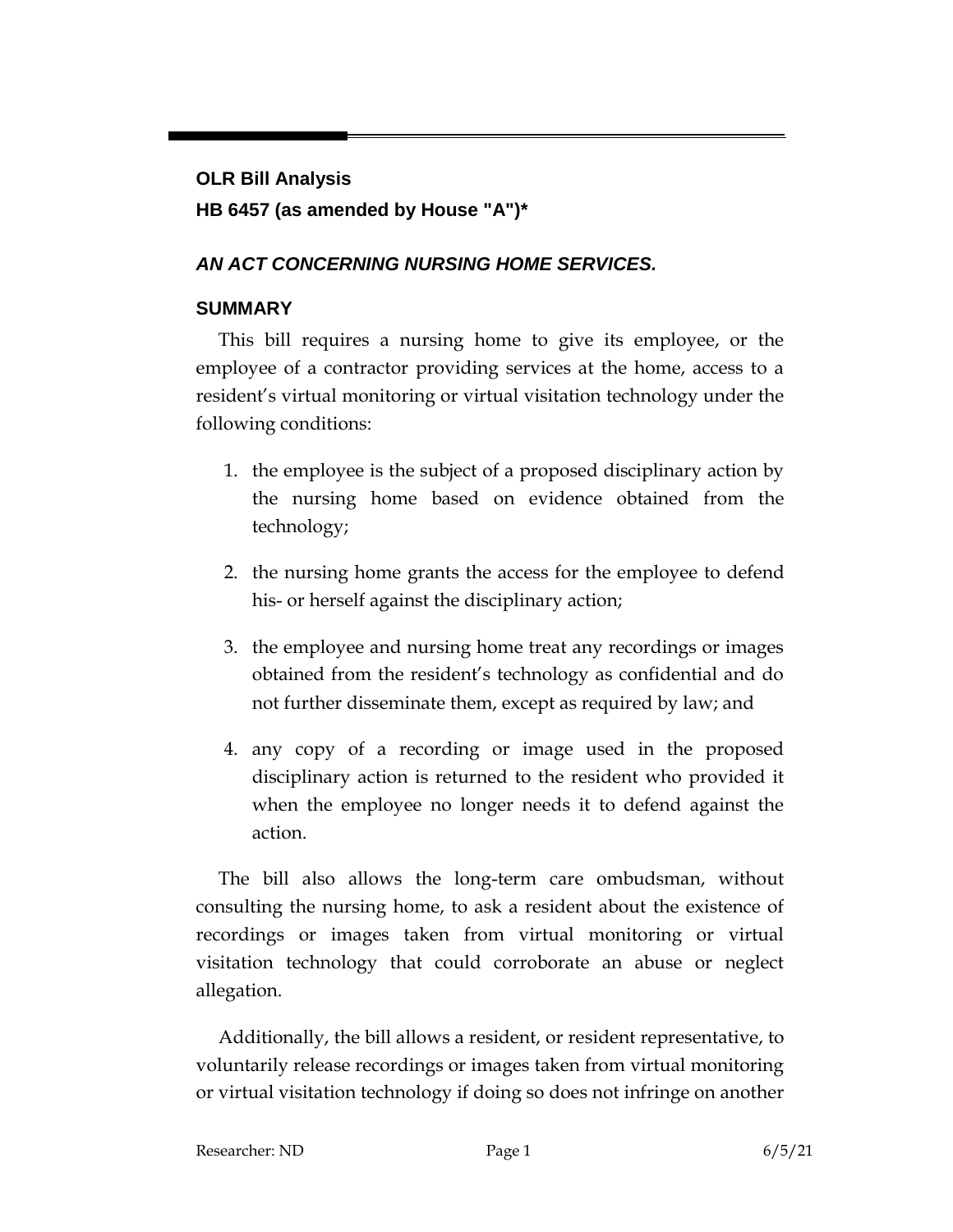**OLR Bill Analysis**

**HB 6457 (as amended by House "A")***

## *AN ACT CONCERNING NURSING HOME SERVICES.*

### SUMMARY

This bill requires a nursing home to give its employee, or the employee of a contractor providing services at the home, access to a resident's virtual monitoring or virtual visitation technology under the following conditions:

1. the employee is the subject of a proposed disciplinary action by the nursing home based on evidence obtained from the technology;
2. the nursing home grants the access for the employee to defend his- or herself against the disciplinary action;
3. the employee and nursing home treat any recordings or images obtained from the resident's technology as confidential and do not further disseminate them, except as required by law; and
4. any copy of a recording or image used in the proposed disciplinary action is returned to the resident who provided it when the employee no longer needs it to defend against the action.

The bill also allows the long-term care ombudsman, without consulting the nursing home, to ask a resident about the existence of recordings or images taken from virtual monitoring or virtual visitation technology that could corroborate an abuse or neglect allegation.

Additionally, the bill allows a resident, or resident representative, to voluntarily release recordings or images taken from virtual monitoring or virtual visitation technology if doing so does not infringe on another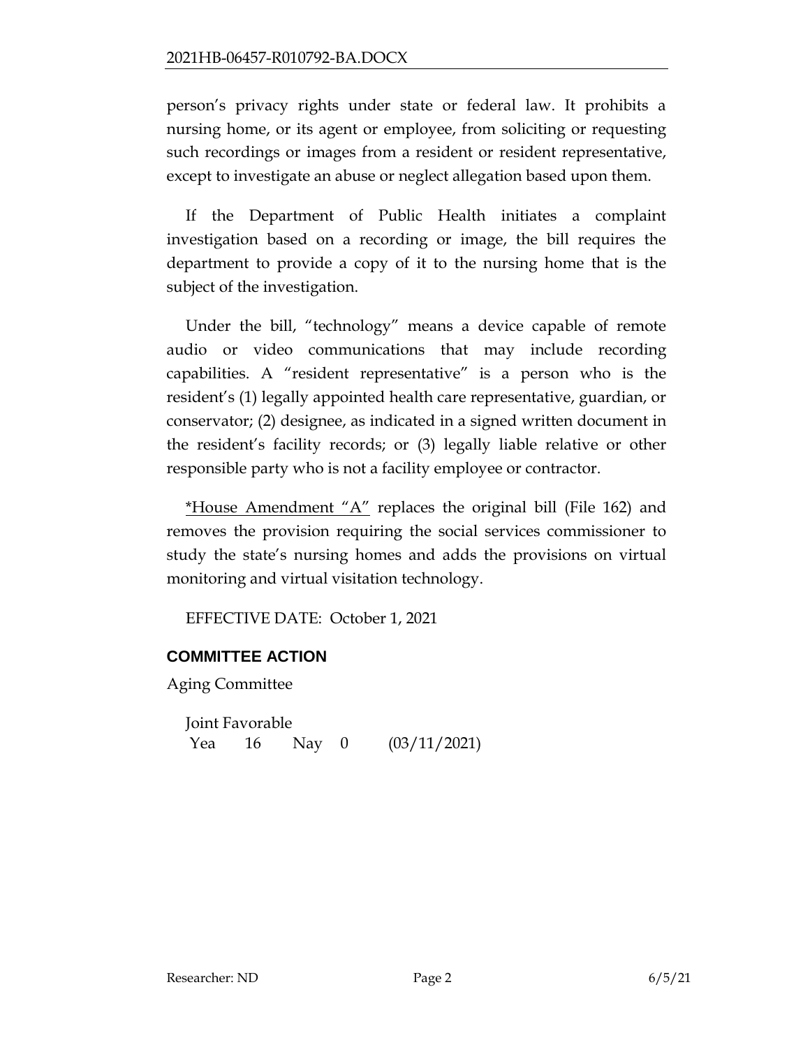person's privacy rights under state or federal law. It prohibits a nursing home, or its agent or employee, from soliciting or requesting such recordings or images from a resident or resident representative, except to investigate an abuse or neglect allegation based upon them.

If the Department of Public Health initiates a complaint investigation based on a recording or image, the bill requires the department to provide a copy of it to the nursing home that is the subject of the investigation.

Under the bill, "technology" means a device capable of remote audio or video communications that may include recording capabilities. A "resident representative" is a person who is the resident's (1) legally appointed health care representative, guardian, or conservator; (2) designee, as indicated in a signed written document in the resident's facility records; or (3) legally liable relative or other responsible party who is not a facility employee or contractor.

*House Amendment "A" replaces the original bill (File 162) and removes the provision requiring the social services commissioner to study the state's nursing homes and adds the provisions on virtual monitoring and virtual visitation technology.

EFFECTIVE DATE: October 1, 2021

## COMMITTEE ACTION

Aging Committee

Joint Favorable
Yea 16 Nay 0 (03/11/2021)